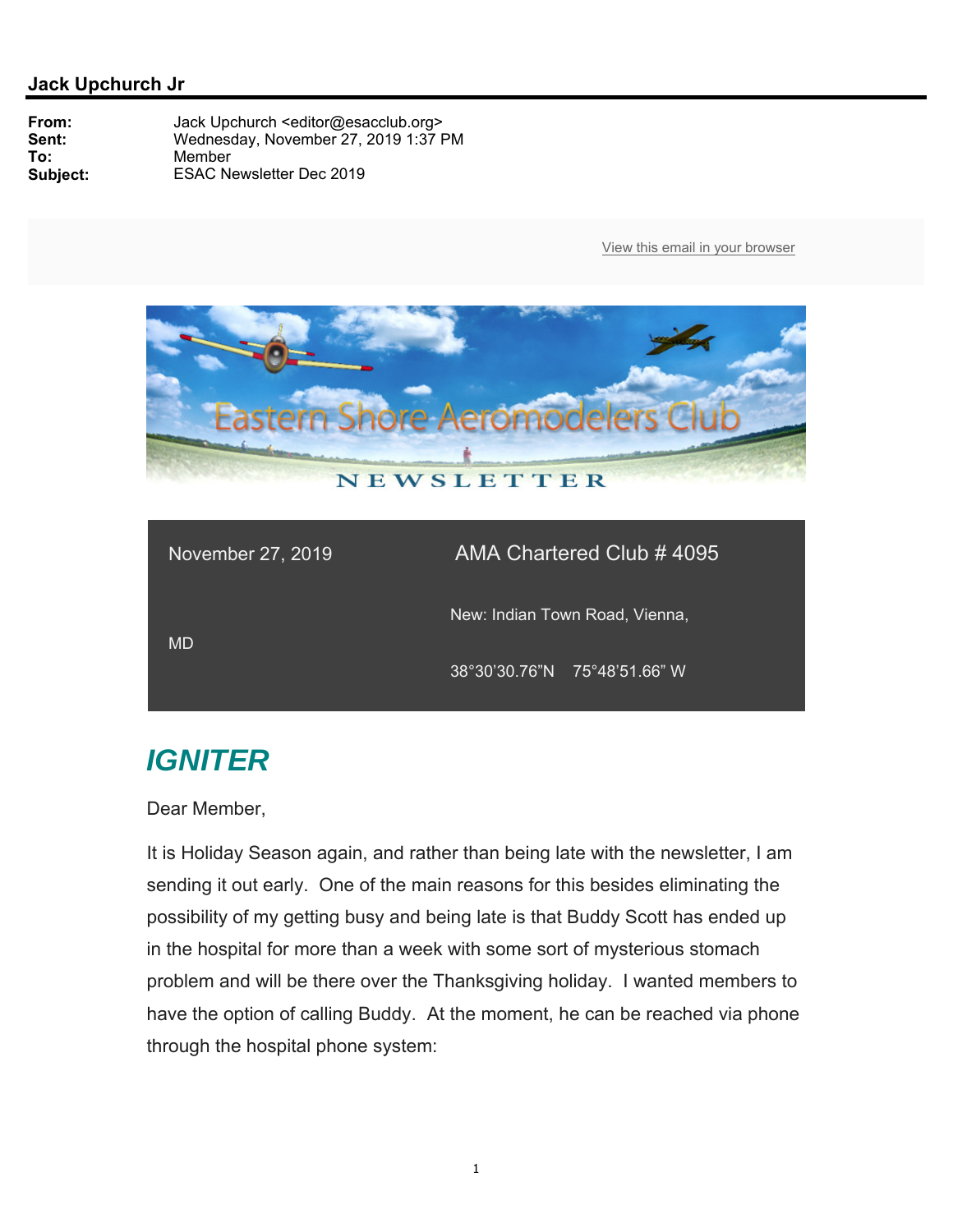**Jack Upchurch Jr**

**From:** Jack Upchurch <editor@esacclub.org>
**Sent:** Wednesday, November 27, 2019 1:37 PM
**To:** Member
**Subject:** ESAC Newsletter Dec 2019

View this email in your browser

Eastern Shore Aeromodelers Club

NEWSLETTER

November 27, 2019

AMA Chartered Club # 4095

New: Indian Town Road, Vienna, MD

38°30'30.76"N 75°48'51.66" W

## *IGNITER*

Dear Member,

It is Holiday Season again, and rather than being late with the newsletter, I am sending it out early. One of the main reasons for this besides eliminating the possibility of my getting busy and being late is that Buddy Scott has ended up in the hospital for more than a week with some sort of mysterious stomach problem and will be there over the Thanksgiving holiday. I wanted members to have the option of calling Buddy. At the moment, he can be reached via phone through the hospital phone system: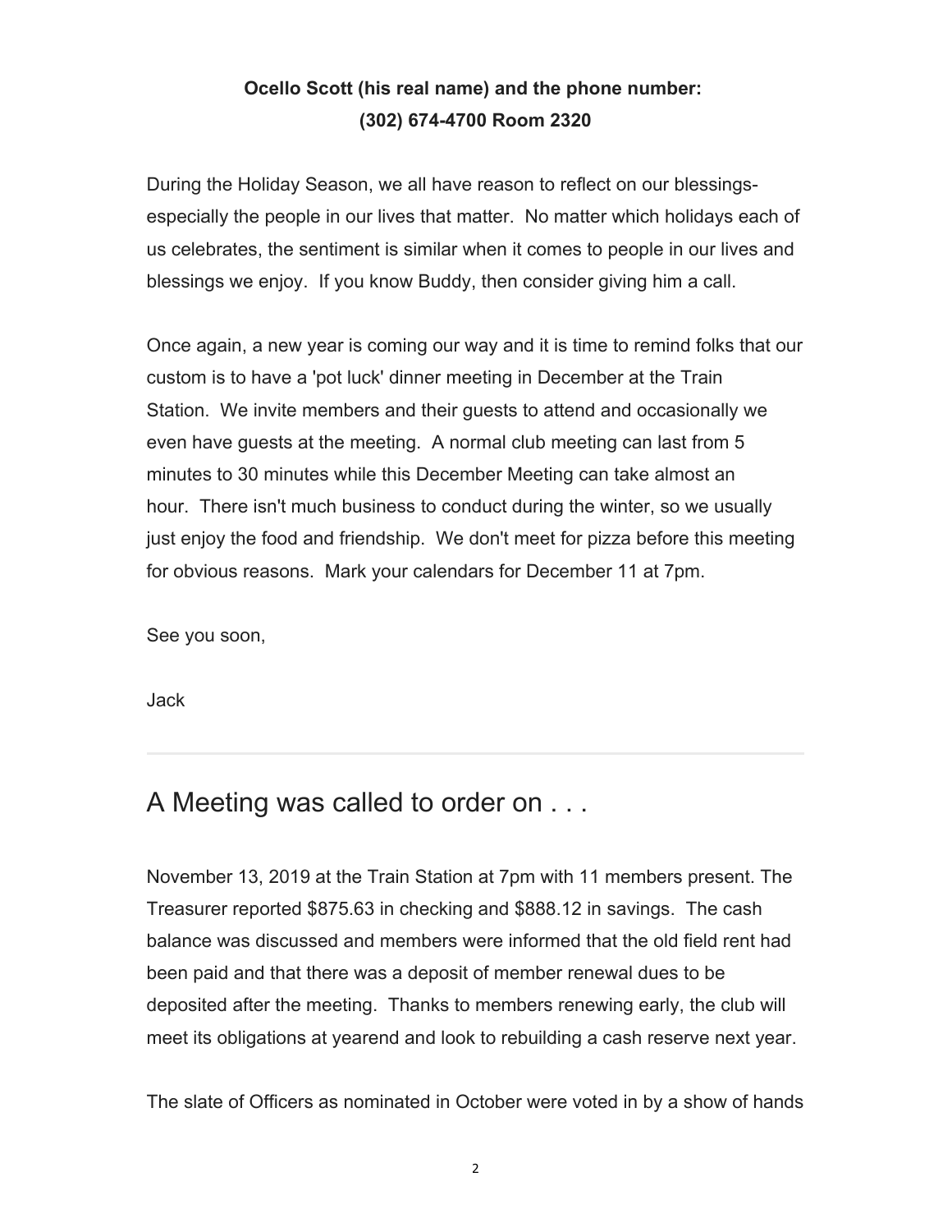**Ocello Scott (his real name) and the phone number: (302) 674-4700 Room 2320**

During the Holiday Season, we all have reason to reflect on our blessings-especially the people in our lives that matter. No matter which holidays each of us celebrates, the sentiment is similar when it comes to people in our lives and blessings we enjoy. If you know Buddy, then consider giving him a call.

Once again, a new year is coming our way and it is time to remind folks that our custom is to have a 'pot luck' dinner meeting in December at the Train Station. We invite members and their guests to attend and occasionally we even have guests at the meeting. A normal club meeting can last from 5 minutes to 30 minutes while this December Meeting can take almost an hour. There isn't much business to conduct during the winter, so we usually just enjoy the food and friendship. We don't meet for pizza before this meeting for obvious reasons. Mark your calendars for December 11 at 7pm.

See you soon,

Jack

---

## A Meeting was called to order on . . .

November 13, 2019 at the Train Station at 7pm with 11 members present. The Treasurer reported $875.63 in checking and $888.12 in savings. The cash balance was discussed and members were informed that the old field rent had been paid and that there was a deposit of member renewal dues to be deposited after the meeting. Thanks to members renewing early, the club will meet its obligations at yearend and look to rebuilding a cash reserve next year.

The slate of Officers as nominated in October were voted in by a show of hands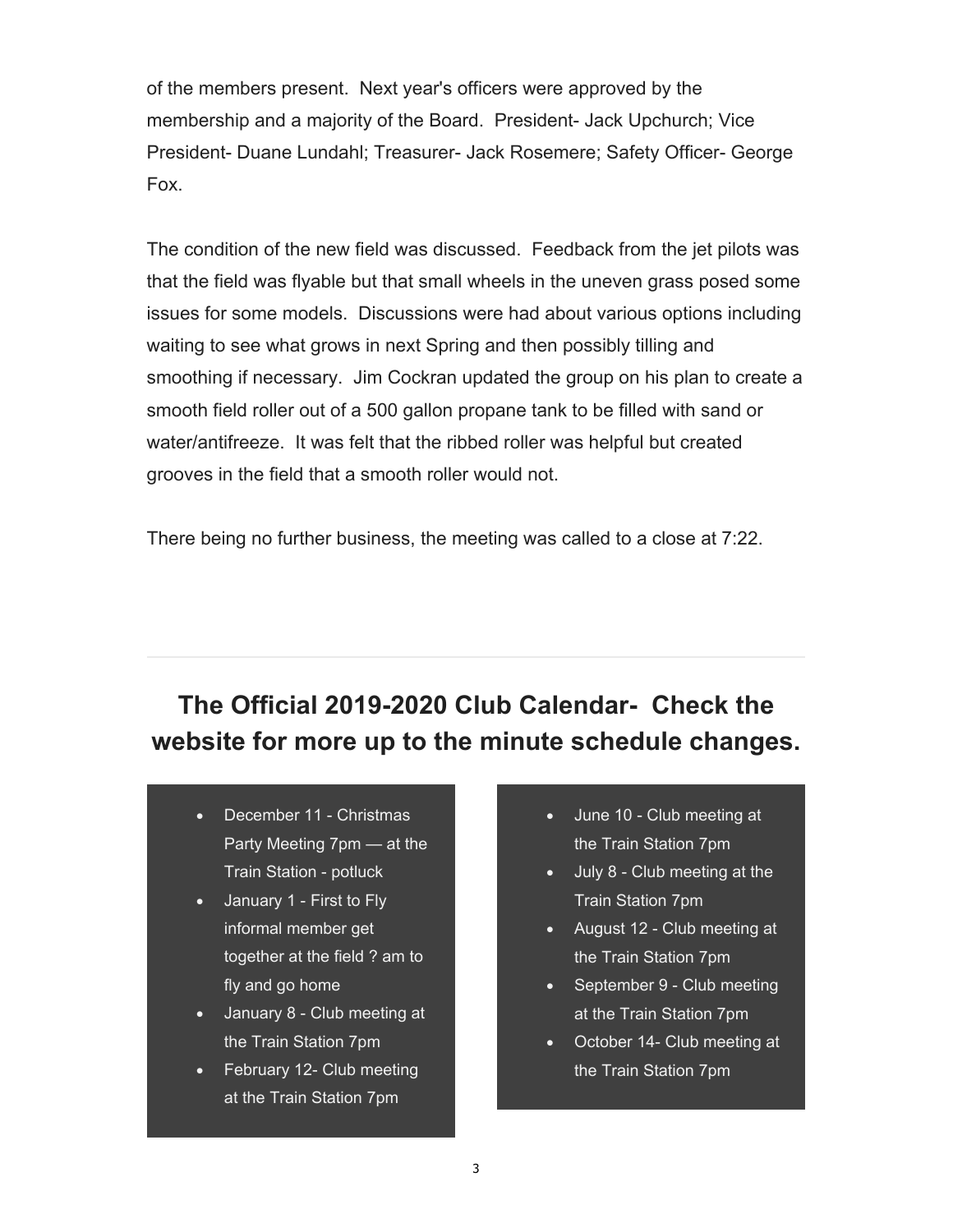of the members present. Next year's officers were approved by the membership and a majority of the Board. President- Jack Upchurch; Vice President- Duane Lundahl; Treasurer- Jack Rosemere; Safety Officer- George Fox.

The condition of the new field was discussed. Feedback from the jet pilots was that the field was flyable but that small wheels in the uneven grass posed some issues for some models. Discussions were had about various options including waiting to see what grows in next Spring and then possibly tilling and smoothing if necessary. Jim Cockran updated the group on his plan to create a smooth field roller out of a 500 gallon propane tank to be filled with sand or water/antifreeze. It was felt that the ribbed roller was helpful but created grooves in the field that a smooth roller would not.

There being no further business, the meeting was called to a close at 7:22.

---

## The Official 2019-2020 Club Calendar- Check the website for more up to the minute schedule changes.

- December 11 - Christmas Party Meeting 7pm — at the Train Station - potluck
- January 1 - First to Fly informal member get together at the field ? am to fly and go home
- January 8 - Club meeting at the Train Station 7pm
- February 12- Club meeting at the Train Station 7pm
- June 10 - Club meeting at the Train Station 7pm
- July 8 - Club meeting at the Train Station 7pm
- August 12 - Club meeting at the Train Station 7pm
- September 9 - Club meeting at the Train Station 7pm
- October 14- Club meeting at the Train Station 7pm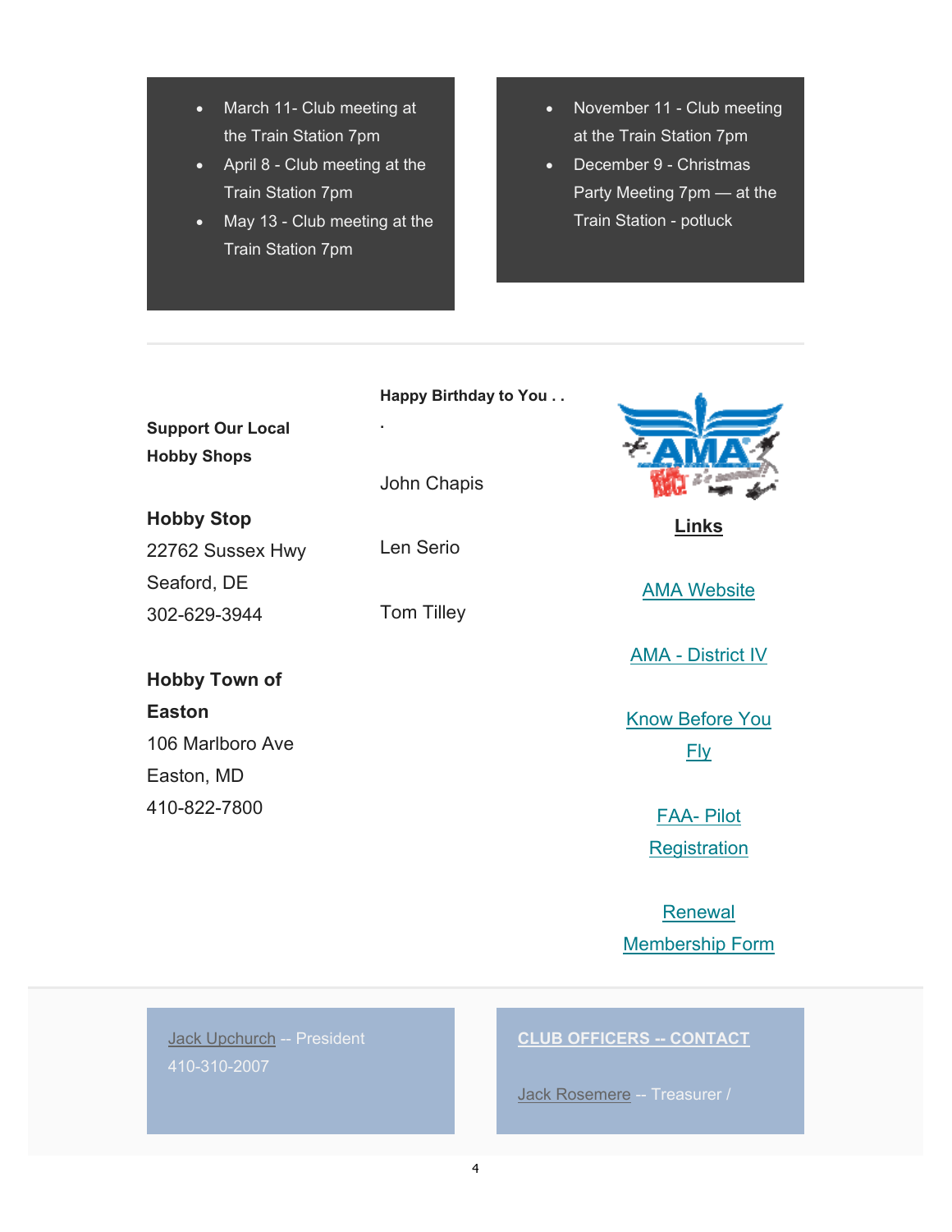- March 11- Club meeting at the Train Station 7pm
- April 8 - Club meeting at the Train Station 7pm
- May 13 - Club meeting at the Train Station 7pm

- November 11 - Club meeting at the Train Station 7pm
- December 9 - Christmas Party Meeting 7pm — at the Train Station - potluck

---

**Support Our Local Hobby Shops**

**Hobby Stop**
22762 Sussex Hwy
Seaford, DE
302-629-3944

**Hobby Town of Easton**
106 Marlboro Ave
Easton, MD
410-822-7800

**Happy Birthday to You . . .**

John Chapis

Len Serio

Tom Tilley

**Links**

AMA Website

AMA - District IV

Know Before You Fly

FAA- Pilot Registration

Renewal Membership Form

Jack Upchurch -- President
410-310-2007

**CLUB OFFICERS -- CONTACT**

Jack Rosemere -- Treasurer /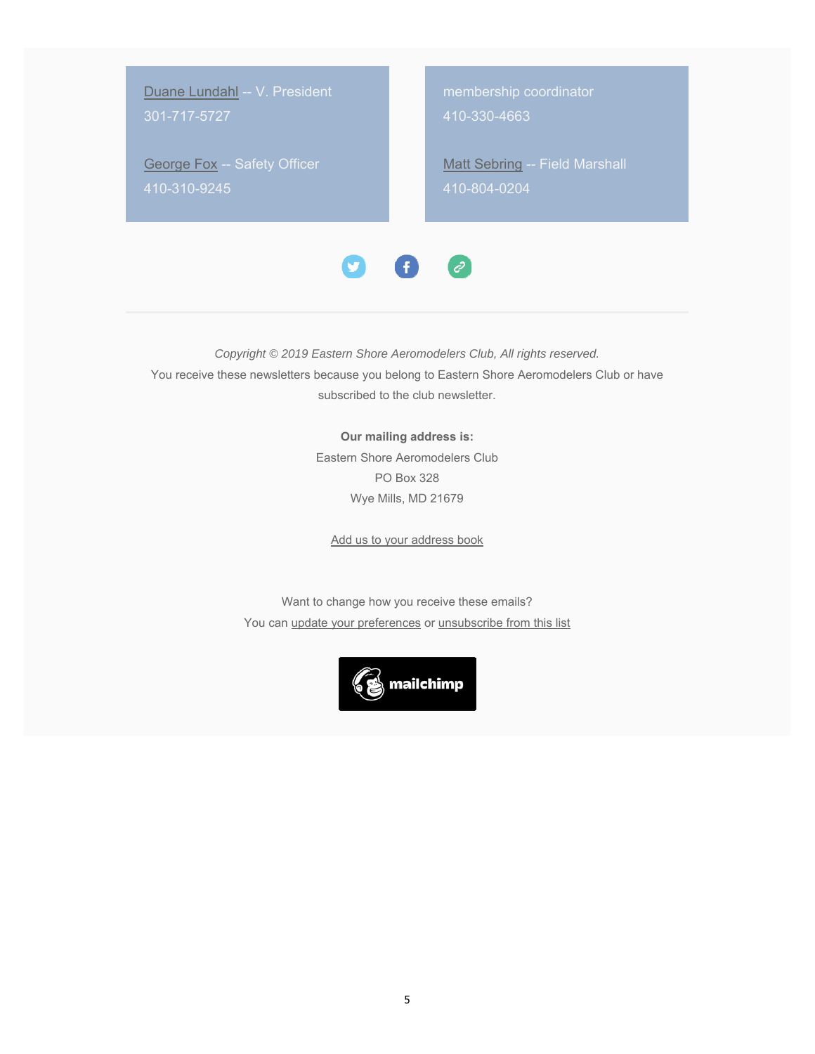Duane Lundahl -- V. President
301-717-5727

George Fox -- Safety Officer
410-310-9245

membership coordinator
410-330-4663

Matt Sebring -- Field Marshall
410-804-0204

*Copyright © 2019 Eastern Shore Aeromodelers Club, All rights reserved.*
You receive these newsletters because you belong to Eastern Shore Aeromodelers Club or have subscribed to the club newsletter.

**Our mailing address is:**
Eastern Shore Aeromodelers Club
PO Box 328
Wye Mills, MD 21679

Add us to your address book

Want to change how you receive these emails?
You can update your preferences or unsubscribe from this list

mailchimp